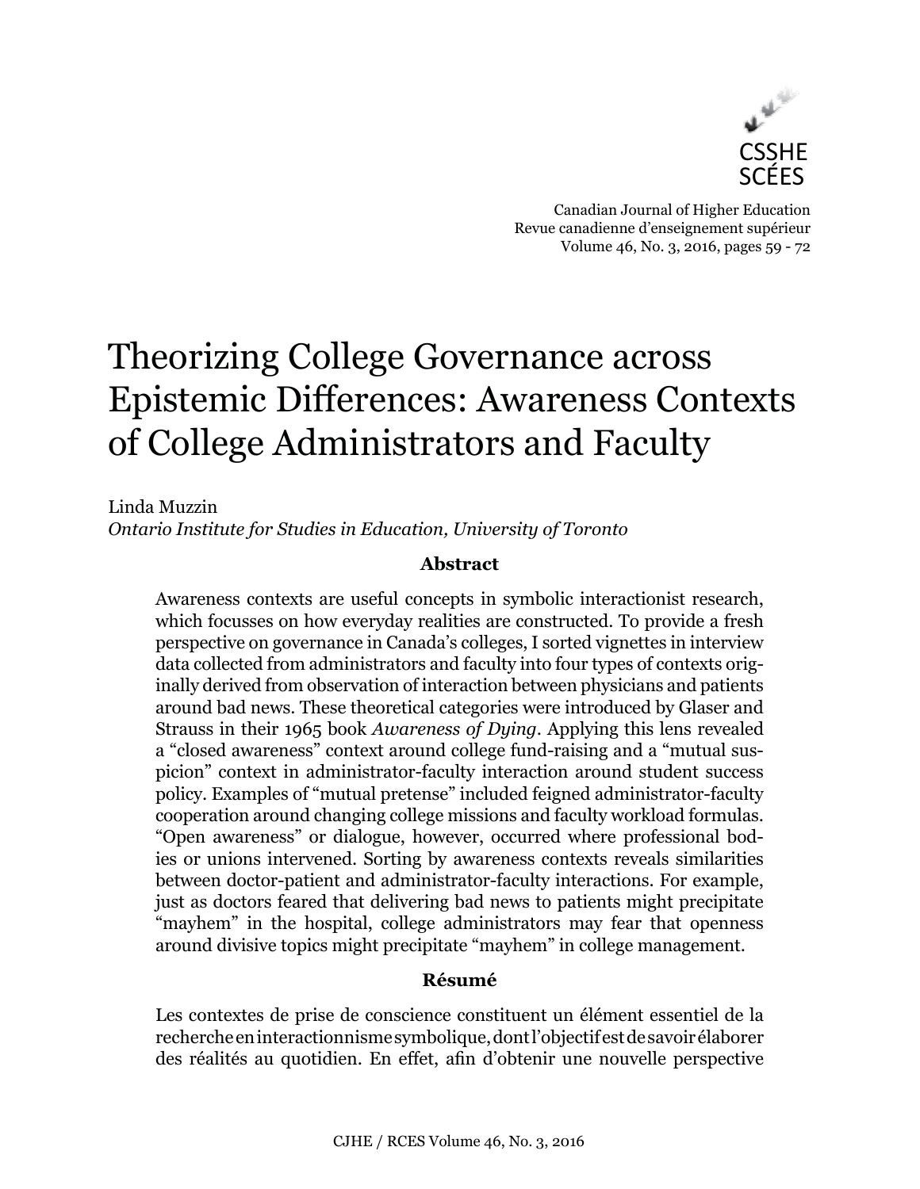CSSHE
SCÉES

Canadian Journal of Higher Education
Revue canadienne d'enseignement supérieur
Volume 46, No. 3, 2016, pages 59 - 72

# Theorizing College Governance across Epistemic Differences: Awareness Contexts of College Administrators and Faculty

Linda Muzzin
*Ontario Institute for Studies in Education, University of Toronto*

### Abstract

Awareness contexts are useful concepts in symbolic interactionist research, which focusses on how everyday realities are constructed. To provide a fresh perspective on governance in Canada's colleges, I sorted vignettes in interview data collected from administrators and faculty into four types of contexts originally derived from observation of interaction between physicians and patients around bad news. These theoretical categories were introduced by Glaser and Strauss in their 1965 book *Awareness of Dying*. Applying this lens revealed a "closed awareness" context around college fund-raising and a "mutual suspicion" context in administrator-faculty interaction around student success policy. Examples of "mutual pretense" included feigned administrator-faculty cooperation around changing college missions and faculty workload formulas. "Open awareness" or dialogue, however, occurred where professional bodies or unions intervened. Sorting by awareness contexts reveals similarities between doctor-patient and administrator-faculty interactions. For example, just as doctors feared that delivering bad news to patients might precipitate "mayhem" in the hospital, college administrators may fear that openness around divisive topics might precipitate "mayhem" in college management.

### Résumé

Les contextes de prise de conscience constituent un élément essentiel de la recherche en interactionnisme symbolique, dont l'objectif est de savoir élaborer des réalités au quotidien. En effet, afin d'obtenir une nouvelle perspective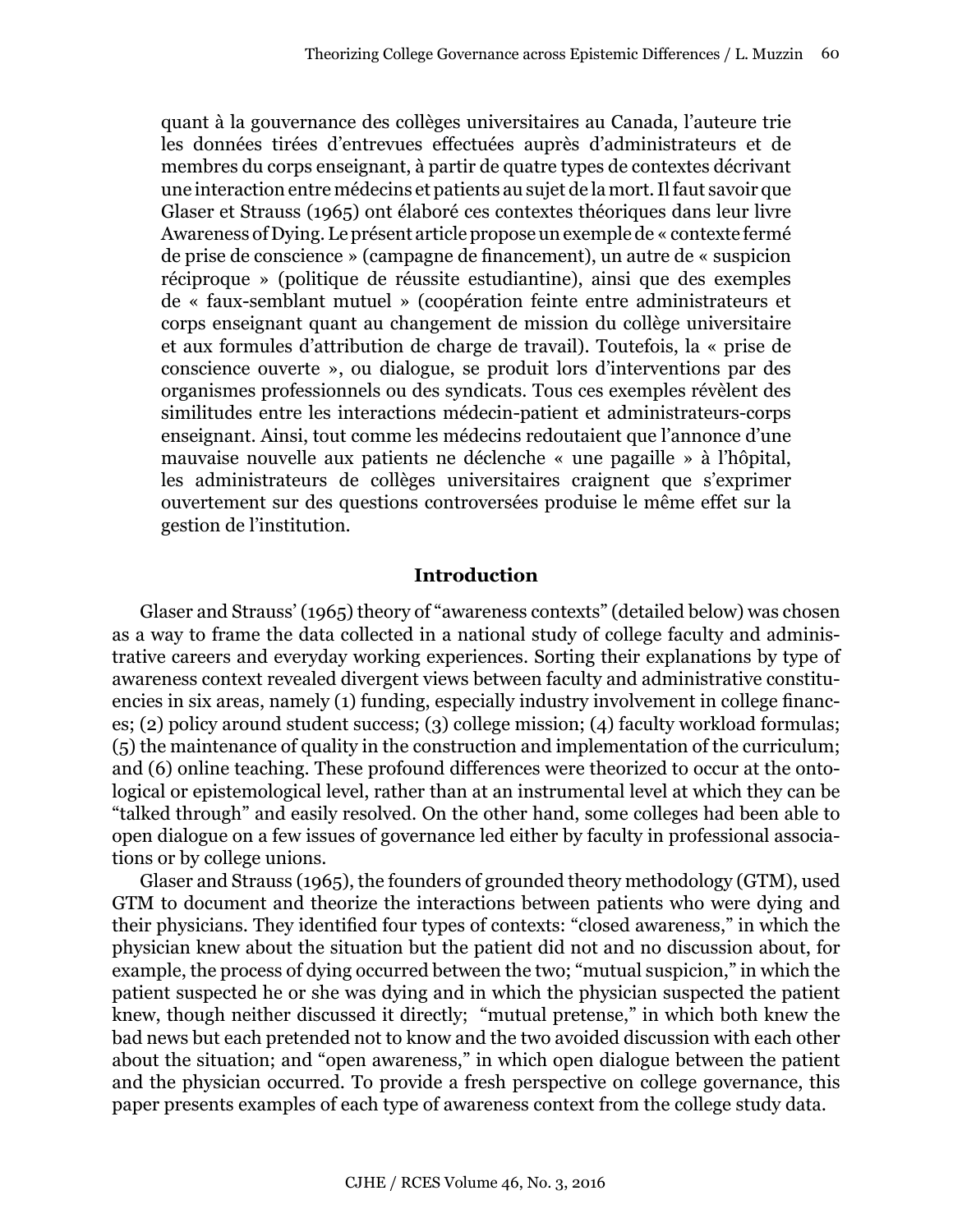quant à la gouvernance des collèges universitaires au Canada, l'auteure trie les données tirées d'entrevues effectuées auprès d'administrateurs et de membres du corps enseignant, à partir de quatre types de contextes décrivant une interaction entre médecins et patients au sujet de la mort. Il faut savoir que Glaser et Strauss (1965) ont élaboré ces contextes théoriques dans leur livre Awareness of Dying. Le présent article propose un exemple de « contexte fermé de prise de conscience » (campagne de financement), un autre de « suspicion réciproque » (politique de réussite estudiantine), ainsi que des exemples de « faux-semblant mutuel » (coopération feinte entre administrateurs et corps enseignant quant au changement de mission du collège universitaire et aux formules d'attribution de charge de travail). Toutefois, la « prise de conscience ouverte », ou dialogue, se produit lors d'interventions par des organismes professionnels ou des syndicats. Tous ces exemples révèlent des similitudes entre les interactions médecin-patient et administrateurs-corps enseignant. Ainsi, tout comme les médecins redoutaient que l'annonce d'une mauvaise nouvelle aux patients ne déclenche « une pagaille » à l'hôpital, les administrateurs de collèges universitaires craignent que s'exprimer ouvertement sur des questions controversées produise le même effet sur la gestion de l'institution.

## Introduction

Glaser and Strauss' (1965) theory of "awareness contexts" (detailed below) was chosen as a way to frame the data collected in a national study of college faculty and administrative careers and everyday working experiences. Sorting their explanations by type of awareness context revealed divergent views between faculty and administrative constituencies in six areas, namely (1) funding, especially industry involvement in college finances; (2) policy around student success; (3) college mission; (4) faculty workload formulas; (5) the maintenance of quality in the construction and implementation of the curriculum; and (6) online teaching. These profound differences were theorized to occur at the ontological or epistemological level, rather than at an instrumental level at which they can be "talked through" and easily resolved. On the other hand, some colleges had been able to open dialogue on a few issues of governance led either by faculty in professional associations or by college unions.

Glaser and Strauss (1965), the founders of grounded theory methodology (GTM), used GTM to document and theorize the interactions between patients who were dying and their physicians. They identified four types of contexts: "closed awareness," in which the physician knew about the situation but the patient did not and no discussion about, for example, the process of dying occurred between the two; "mutual suspicion," in which the patient suspected he or she was dying and in which the physician suspected the patient knew, though neither discussed it directly; "mutual pretense," in which both knew the bad news but each pretended not to know and the two avoided discussion with each other about the situation; and "open awareness," in which open dialogue between the patient and the physician occurred. To provide a fresh perspective on college governance, this paper presents examples of each type of awareness context from the college study data.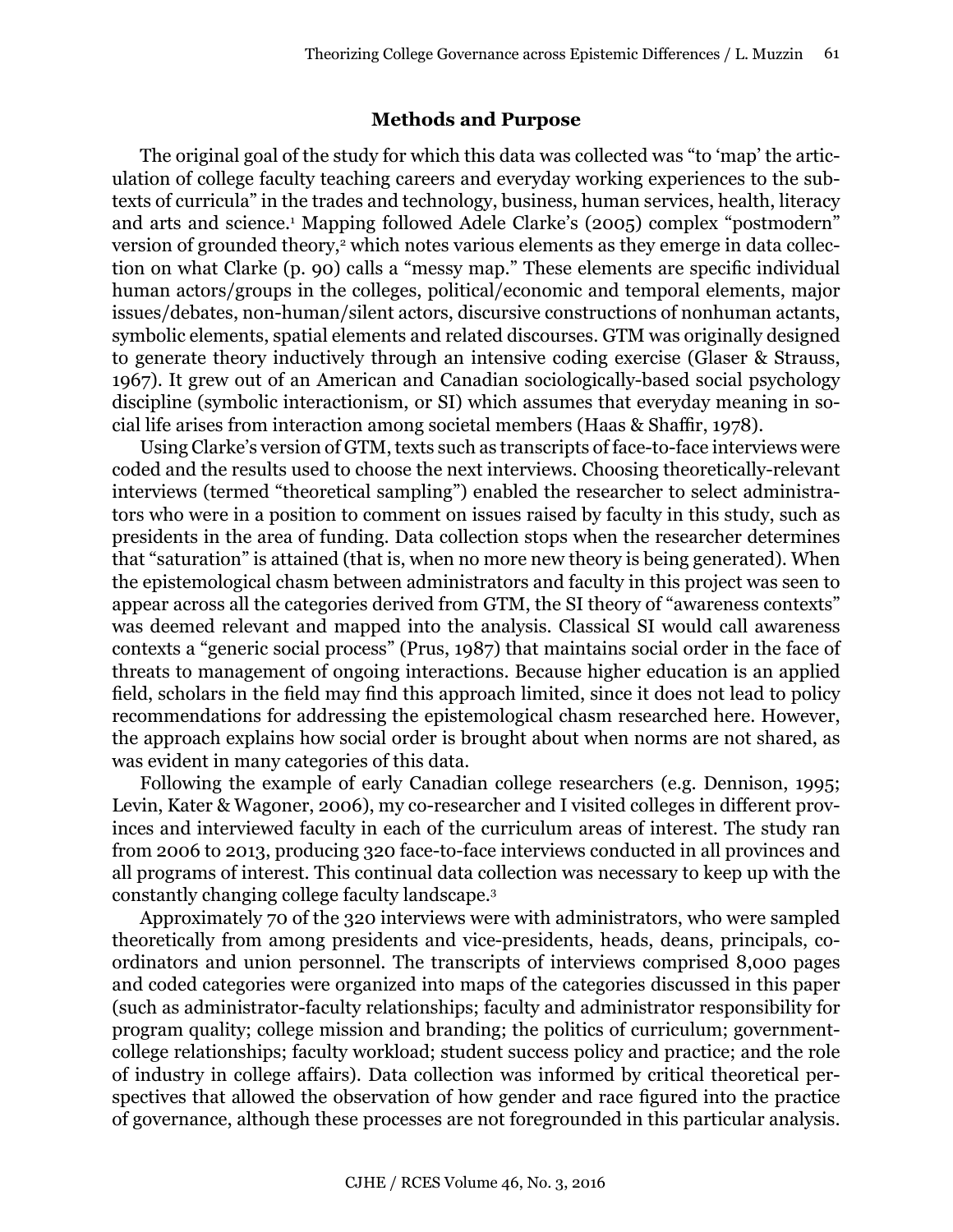## Methods and Purpose

The original goal of the study for which this data was collected was "to 'map' the articulation of college faculty teaching careers and everyday working experiences to the subtexts of curricula" in the trades and technology, business, human services, health, literacy and arts and science.[1] Mapping followed Adele Clarke's (2005) complex "postmodern" version of grounded theory,[2] which notes various elements as they emerge in data collection on what Clarke (p. 90) calls a "messy map." These elements are specific individual human actors/groups in the colleges, political/economic and temporal elements, major issues/debates, non-human/silent actors, discursive constructions of nonhuman actants, symbolic elements, spatial elements and related discourses. GTM was originally designed to generate theory inductively through an intensive coding exercise (Glaser & Strauss, 1967). It grew out of an American and Canadian sociologically-based social psychology discipline (symbolic interactionism, or SI) which assumes that everyday meaning in social life arises from interaction among societal members (Haas & Shaffir, 1978).

Using Clarke's version of GTM, texts such as transcripts of face-to-face interviews were coded and the results used to choose the next interviews. Choosing theoretically-relevant interviews (termed "theoretical sampling") enabled the researcher to select administrators who were in a position to comment on issues raised by faculty in this study, such as presidents in the area of funding. Data collection stops when the researcher determines that "saturation" is attained (that is, when no more new theory is being generated). When the epistemological chasm between administrators and faculty in this project was seen to appear across all the categories derived from GTM, the SI theory of "awareness contexts" was deemed relevant and mapped into the analysis. Classical SI would call awareness contexts a "generic social process" (Prus, 1987) that maintains social order in the face of threats to management of ongoing interactions. Because higher education is an applied field, scholars in the field may find this approach limited, since it does not lead to policy recommendations for addressing the epistemological chasm researched here. However, the approach explains how social order is brought about when norms are not shared, as was evident in many categories of this data.

Following the example of early Canadian college researchers (e.g. Dennison, 1995; Levin, Kater & Wagoner, 2006), my co-researcher and I visited colleges in different provinces and interviewed faculty in each of the curriculum areas of interest. The study ran from 2006 to 2013, producing 320 face-to-face interviews conducted in all provinces and all programs of interest. This continual data collection was necessary to keep up with the constantly changing college faculty landscape.[3]

Approximately 70 of the 320 interviews were with administrators, who were sampled theoretically from among presidents and vice-presidents, heads, deans, principals, coordinators and union personnel. The transcripts of interviews comprised 8,000 pages and coded categories were organized into maps of the categories discussed in this paper (such as administrator-faculty relationships; faculty and administrator responsibility for program quality; college mission and branding; the politics of curriculum; government-college relationships; faculty workload; student success policy and practice; and the role of industry in college affairs). Data collection was informed by critical theoretical perspectives that allowed the observation of how gender and race figured into the practice of governance, although these processes are not foregrounded in this particular analysis.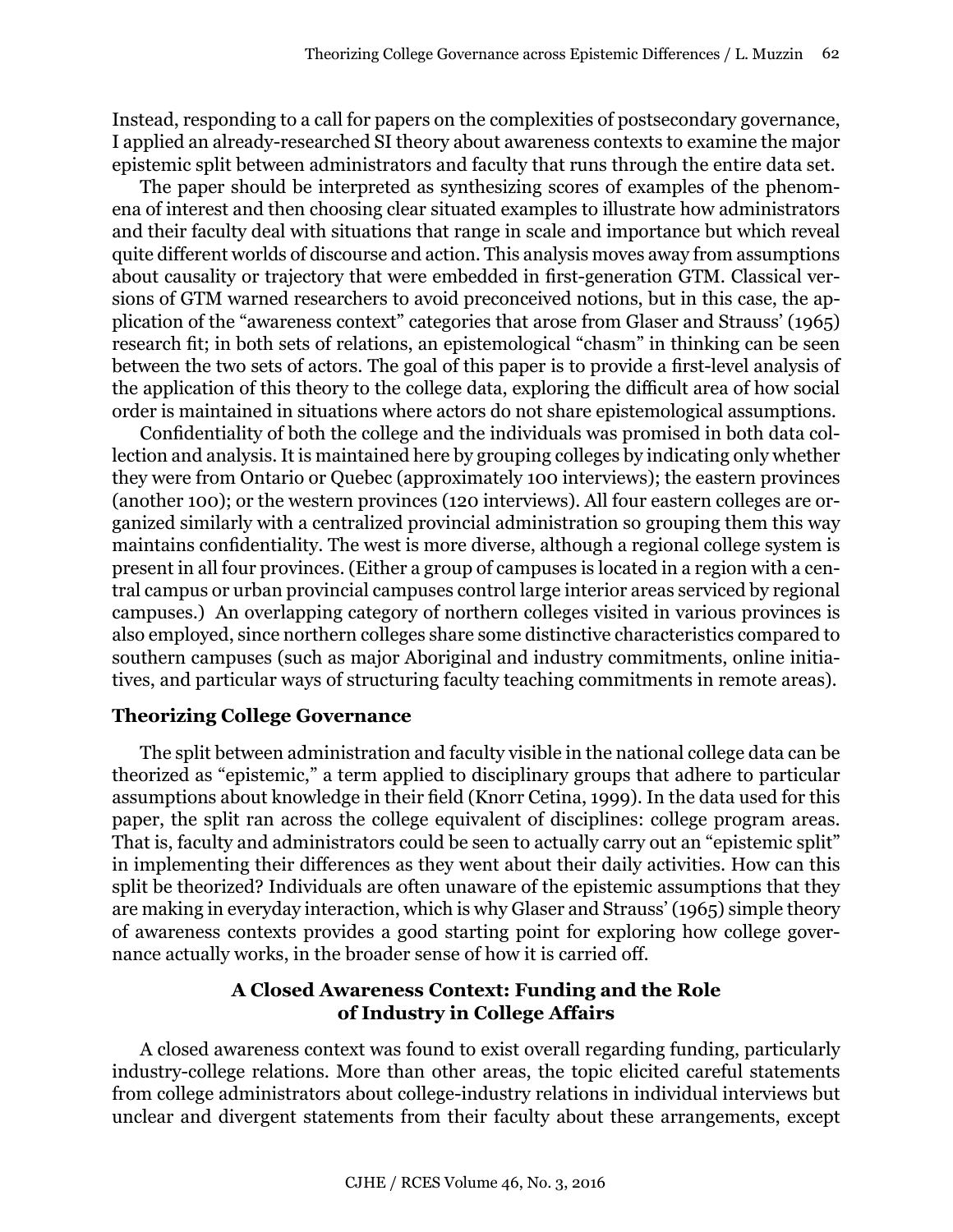Instead, responding to a call for papers on the complexities of postsecondary governance, I applied an already-researched SI theory about awareness contexts to examine the major epistemic split between administrators and faculty that runs through the entire data set.

The paper should be interpreted as synthesizing scores of examples of the phenomena of interest and then choosing clear situated examples to illustrate how administrators and their faculty deal with situations that range in scale and importance but which reveal quite different worlds of discourse and action. This analysis moves away from assumptions about causality or trajectory that were embedded in first-generation GTM. Classical versions of GTM warned researchers to avoid preconceived notions, but in this case, the application of the "awareness context" categories that arose from Glaser and Strauss' (1965) research fit; in both sets of relations, an epistemological "chasm" in thinking can be seen between the two sets of actors. The goal of this paper is to provide a first-level analysis of the application of this theory to the college data, exploring the difficult area of how social order is maintained in situations where actors do not share epistemological assumptions.

Confidentiality of both the college and the individuals was promised in both data collection and analysis. It is maintained here by grouping colleges by indicating only whether they were from Ontario or Quebec (approximately 100 interviews); the eastern provinces (another 100); or the western provinces (120 interviews). All four eastern colleges are organized similarly with a centralized provincial administration so grouping them this way maintains confidentiality. The west is more diverse, although a regional college system is present in all four provinces. (Either a group of campuses is located in a region with a central campus or urban provincial campuses control large interior areas serviced by regional campuses.) An overlapping category of northern colleges visited in various provinces is also employed, since northern colleges share some distinctive characteristics compared to southern campuses (such as major Aboriginal and industry commitments, online initiatives, and particular ways of structuring faculty teaching commitments in remote areas).

### Theorizing College Governance

The split between administration and faculty visible in the national college data can be theorized as "epistemic," a term applied to disciplinary groups that adhere to particular assumptions about knowledge in their field (Knorr Cetina, 1999). In the data used for this paper, the split ran across the college equivalent of disciplines: college program areas. That is, faculty and administrators could be seen to actually carry out an "epistemic split" in implementing their differences as they went about their daily activities. How can this split be theorized? Individuals are often unaware of the epistemic assumptions that they are making in everyday interaction, which is why Glaser and Strauss' (1965) simple theory of awareness contexts provides a good starting point for exploring how college governance actually works, in the broader sense of how it is carried off.

### A Closed Awareness Context: Funding and the Role of Industry in College Affairs

A closed awareness context was found to exist overall regarding funding, particularly industry-college relations. More than other areas, the topic elicited careful statements from college administrators about college-industry relations in individual interviews but unclear and divergent statements from their faculty about these arrangements, except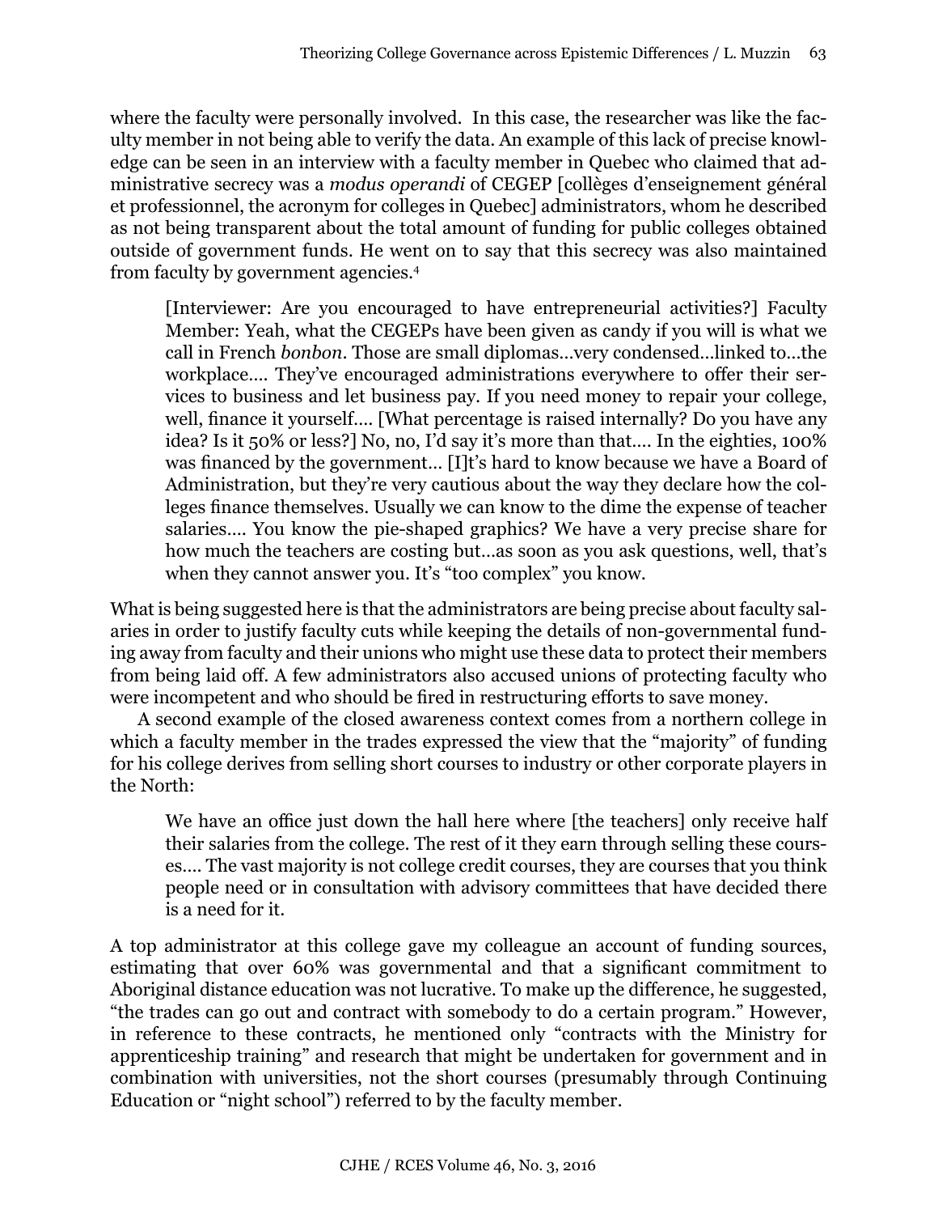where the faculty were personally involved. In this case, the researcher was like the faculty member in not being able to verify the data. An example of this lack of precise knowledge can be seen in an interview with a faculty member in Quebec who claimed that administrative secrecy was a *modus operandi* of CEGEP [collèges d'enseignement général et professionnel, the acronym for colleges in Quebec] administrators, whom he described as not being transparent about the total amount of funding for public colleges obtained outside of government funds. He went on to say that this secrecy was also maintained from faculty by government agencies.[4]

> [Interviewer: Are you encouraged to have entrepreneurial activities?] Faculty Member: Yeah, what the CEGEPs have been given as candy if you will is what we call in French *bonbon*. Those are small diplomas…very condensed…linked to…the workplace…. They've encouraged administrations everywhere to offer their services to business and let business pay. If you need money to repair your college, well, finance it yourself…. [What percentage is raised internally? Do you have any idea? Is it 50% or less?] No, no, I'd say it's more than that…. In the eighties, 100% was financed by the government… [I]t's hard to know because we have a Board of Administration, but they're very cautious about the way they declare how the colleges finance themselves. Usually we can know to the dime the expense of teacher salaries…. You know the pie-shaped graphics? We have a very precise share for how much the teachers are costing but…as soon as you ask questions, well, that's when they cannot answer you. It's "too complex" you know.

What is being suggested here is that the administrators are being precise about faculty salaries in order to justify faculty cuts while keeping the details of non-governmental funding away from faculty and their unions who might use these data to protect their members from being laid off. A few administrators also accused unions of protecting faculty who were incompetent and who should be fired in restructuring efforts to save money.

A second example of the closed awareness context comes from a northern college in which a faculty member in the trades expressed the view that the "majority" of funding for his college derives from selling short courses to industry or other corporate players in the North:

> We have an office just down the hall here where [the teachers] only receive half their salaries from the college. The rest of it they earn through selling these courses…. The vast majority is not college credit courses, they are courses that you think people need or in consultation with advisory committees that have decided there is a need for it.

A top administrator at this college gave my colleague an account of funding sources, estimating that over 60% was governmental and that a significant commitment to Aboriginal distance education was not lucrative. To make up the difference, he suggested, "the trades can go out and contract with somebody to do a certain program." However, in reference to these contracts, he mentioned only "contracts with the Ministry for apprenticeship training" and research that might be undertaken for government and in combination with universities, not the short courses (presumably through Continuing Education or "night school") referred to by the faculty member.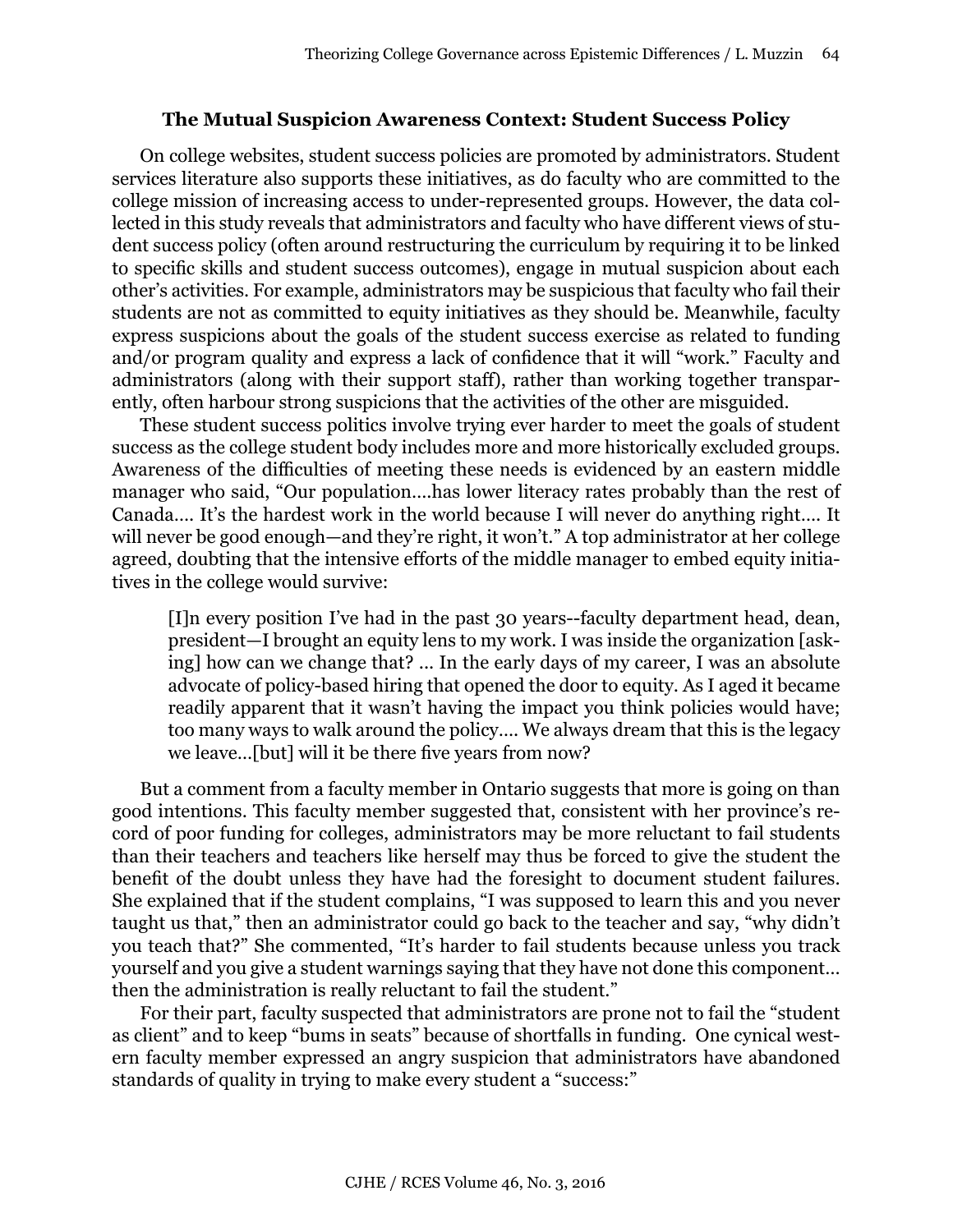### The Mutual Suspicion Awareness Context: Student Success Policy

On college websites, student success policies are promoted by administrators. Student services literature also supports these initiatives, as do faculty who are committed to the college mission of increasing access to under-represented groups. However, the data collected in this study reveals that administrators and faculty who have different views of student success policy (often around restructuring the curriculum by requiring it to be linked to specific skills and student success outcomes), engage in mutual suspicion about each other's activities. For example, administrators may be suspicious that faculty who fail their students are not as committed to equity initiatives as they should be. Meanwhile, faculty express suspicions about the goals of the student success exercise as related to funding and/or program quality and express a lack of confidence that it will "work." Faculty and administrators (along with their support staff), rather than working together transparently, often harbour strong suspicions that the activities of the other are misguided.

These student success politics involve trying ever harder to meet the goals of student success as the college student body includes more and more historically excluded groups. Awareness of the difficulties of meeting these needs is evidenced by an eastern middle manager who said, "Our population….has lower literacy rates probably than the rest of Canada…. It's the hardest work in the world because I will never do anything right…. It will never be good enough—and they're right, it won't." A top administrator at her college agreed, doubting that the intensive efforts of the middle manager to embed equity initiatives in the college would survive:

> [I]n every position I've had in the past 30 years--faculty department head, dean, president—I brought an equity lens to my work. I was inside the organization [asking] how can we change that? … In the early days of my career, I was an absolute advocate of policy-based hiring that opened the door to equity. As I aged it became readily apparent that it wasn't having the impact you think policies would have; too many ways to walk around the policy…. We always dream that this is the legacy we leave…[but] will it be there five years from now?

But a comment from a faculty member in Ontario suggests that more is going on than good intentions. This faculty member suggested that, consistent with her province's record of poor funding for colleges, administrators may be more reluctant to fail students than their teachers and teachers like herself may thus be forced to give the student the benefit of the doubt unless they have had the foresight to document student failures. She explained that if the student complains, "I was supposed to learn this and you never taught us that," then an administrator could go back to the teacher and say, "why didn't you teach that?" She commented, "It's harder to fail students because unless you track yourself and you give a student warnings saying that they have not done this component… then the administration is really reluctant to fail the student."

For their part, faculty suspected that administrators are prone not to fail the "student as client" and to keep "bums in seats" because of shortfalls in funding. One cynical western faculty member expressed an angry suspicion that administrators have abandoned standards of quality in trying to make every student a "success:"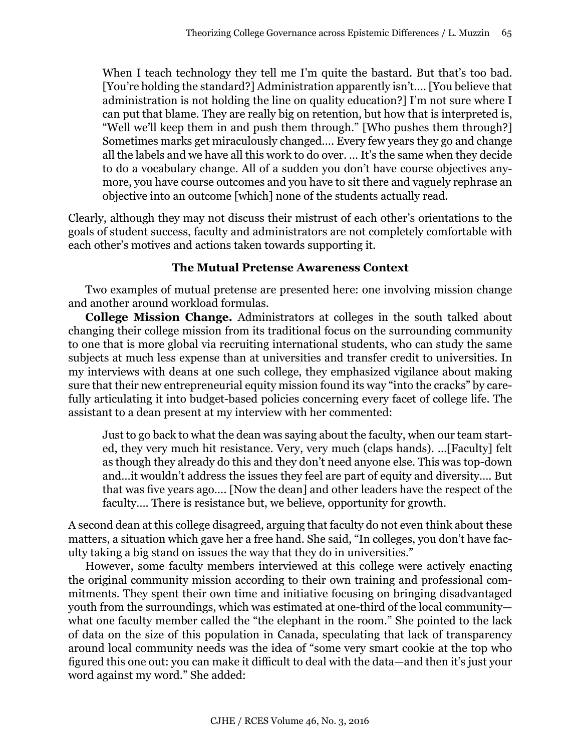> When I teach technology they tell me I'm quite the bastard. But that's too bad. [You're holding the standard?] Administration apparently isn't.... [You believe that administration is not holding the line on quality education?] I'm not sure where I can put that blame. They are really big on retention, but how that is interpreted is, "Well we'll keep them in and push them through." [Who pushes them through?] Sometimes marks get miraculously changed.... Every few years they go and change all the labels and we have all this work to do over. ... It's the same when they decide to do a vocabulary change. All of a sudden you don't have course objectives anymore, you have course outcomes and you have to sit there and vaguely rephrase an objective into an outcome [which] none of the students actually read.

Clearly, although they may not discuss their mistrust of each other's orientations to the goals of student success, faculty and administrators are not completely comfortable with each other's motives and actions taken towards supporting it.

### The Mutual Pretense Awareness Context

Two examples of mutual pretense are presented here: one involving mission change and another around workload formulas.

**College Mission Change.** Administrators at colleges in the south talked about changing their college mission from its traditional focus on the surrounding community to one that is more global via recruiting international students, who can study the same subjects at much less expense than at universities and transfer credit to universities. In my interviews with deans at one such college, they emphasized vigilance about making sure that their new entrepreneurial equity mission found its way "into the cracks" by carefully articulating it into budget-based policies concerning every facet of college life. The assistant to a dean present at my interview with her commented:

> Just to go back to what the dean was saying about the faculty, when our team started, they very much hit resistance. Very, very much (claps hands). ...[Faculty] felt as though they already do this and they don't need anyone else. This was top-down and...it wouldn't address the issues they feel are part of equity and diversity.... But that was five years ago.... [Now the dean] and other leaders have the respect of the faculty.... There is resistance but, we believe, opportunity for growth.

A second dean at this college disagreed, arguing that faculty do not even think about these matters, a situation which gave her a free hand. She said, "In colleges, you don't have faculty taking a big stand on issues the way that they do in universities."

However, some faculty members interviewed at this college were actively enacting the original community mission according to their own training and professional commitments. They spent their own time and initiative focusing on bringing disadvantaged youth from the surroundings, which was estimated at one-third of the local community—what one faculty member called the "the elephant in the room." She pointed to the lack of data on the size of this population in Canada, speculating that lack of transparency around local community needs was the idea of "some very smart cookie at the top who figured this one out: you can make it difficult to deal with the data—and then it's just your word against my word." She added: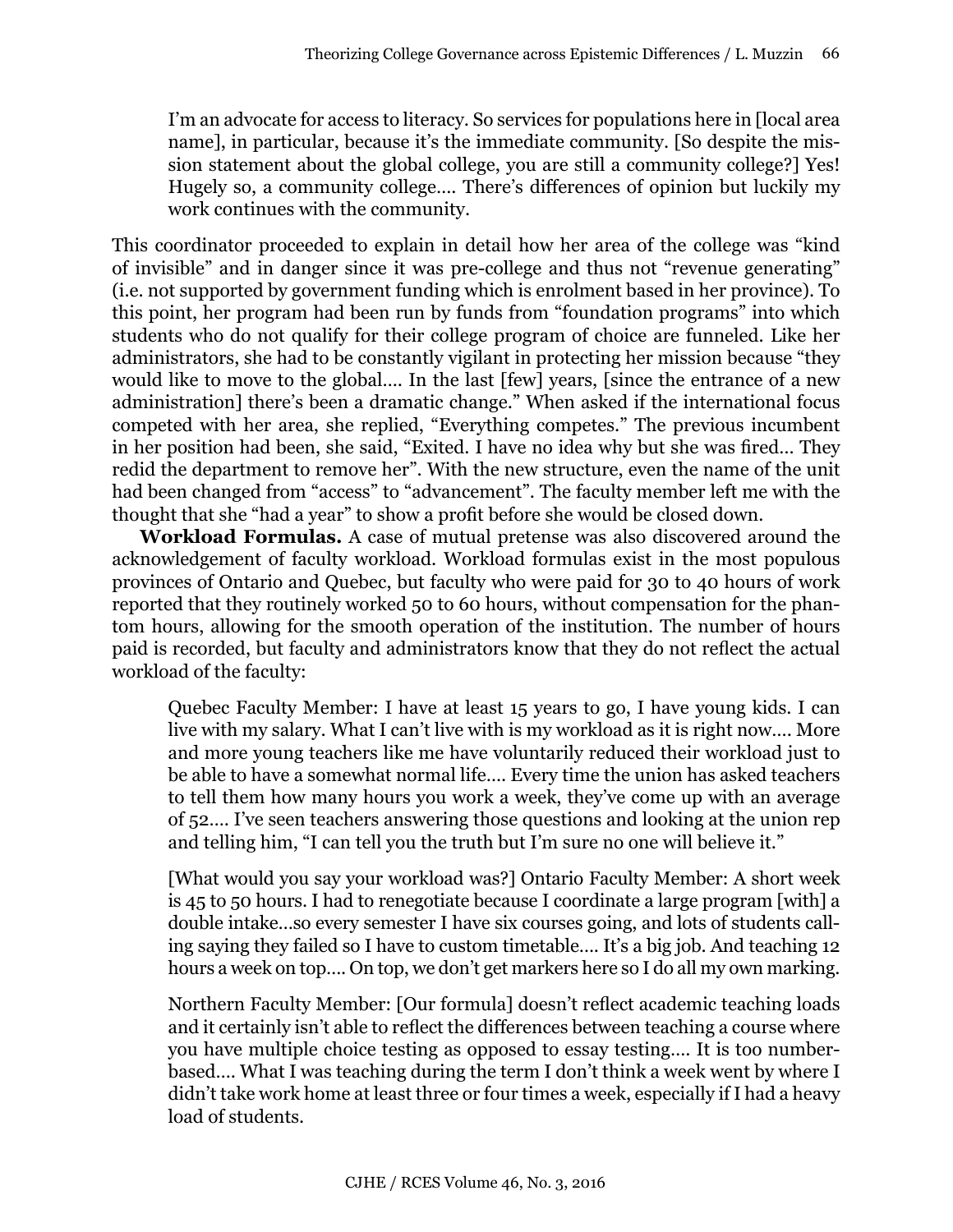> I'm an advocate for access to literacy. So services for populations here in [local area name], in particular, because it's the immediate community. [So despite the mission statement about the global college, you are still a community college?] Yes! Hugely so, a community college…. There's differences of opinion but luckily my work continues with the community.

This coordinator proceeded to explain in detail how her area of the college was "kind of invisible" and in danger since it was pre-college and thus not "revenue generating" (i.e. not supported by government funding which is enrolment based in her province). To this point, her program had been run by funds from "foundation programs" into which students who do not qualify for their college program of choice are funneled. Like her administrators, she had to be constantly vigilant in protecting her mission because "they would like to move to the global…. In the last [few] years, [since the entrance of a new administration] there's been a dramatic change." When asked if the international focus competed with her area, she replied, "Everything competes." The previous incumbent in her position had been, she said, "Exited. I have no idea why but she was fired… They redid the department to remove her". With the new structure, even the name of the unit had been changed from "access" to "advancement". The faculty member left me with the thought that she "had a year" to show a profit before she would be closed down.

**Workload Formulas.** A case of mutual pretense was also discovered around the acknowledgement of faculty workload. Workload formulas exist in the most populous provinces of Ontario and Quebec, but faculty who were paid for 30 to 40 hours of work reported that they routinely worked 50 to 60 hours, without compensation for the phantom hours, allowing for the smooth operation of the institution. The number of hours paid is recorded, but faculty and administrators know that they do not reflect the actual workload of the faculty:

> Quebec Faculty Member: I have at least 15 years to go, I have young kids. I can live with my salary. What I can't live with is my workload as it is right now…. More and more young teachers like me have voluntarily reduced their workload just to be able to have a somewhat normal life…. Every time the union has asked teachers to tell them how many hours you work a week, they've come up with an average of 52…. I've seen teachers answering those questions and looking at the union rep and telling him, "I can tell you the truth but I'm sure no one will believe it."

> [What would you say your workload was?] Ontario Faculty Member: A short week is 45 to 50 hours. I had to renegotiate because I coordinate a large program [with] a double intake…so every semester I have six courses going, and lots of students calling saying they failed so I have to custom timetable…. It's a big job. And teaching 12 hours a week on top…. On top, we don't get markers here so I do all my own marking.

> Northern Faculty Member: [Our formula] doesn't reflect academic teaching loads and it certainly isn't able to reflect the differences between teaching a course where you have multiple choice testing as opposed to essay testing…. It is too number-based…. What I was teaching during the term I don't think a week went by where I didn't take work home at least three or four times a week, especially if I had a heavy load of students.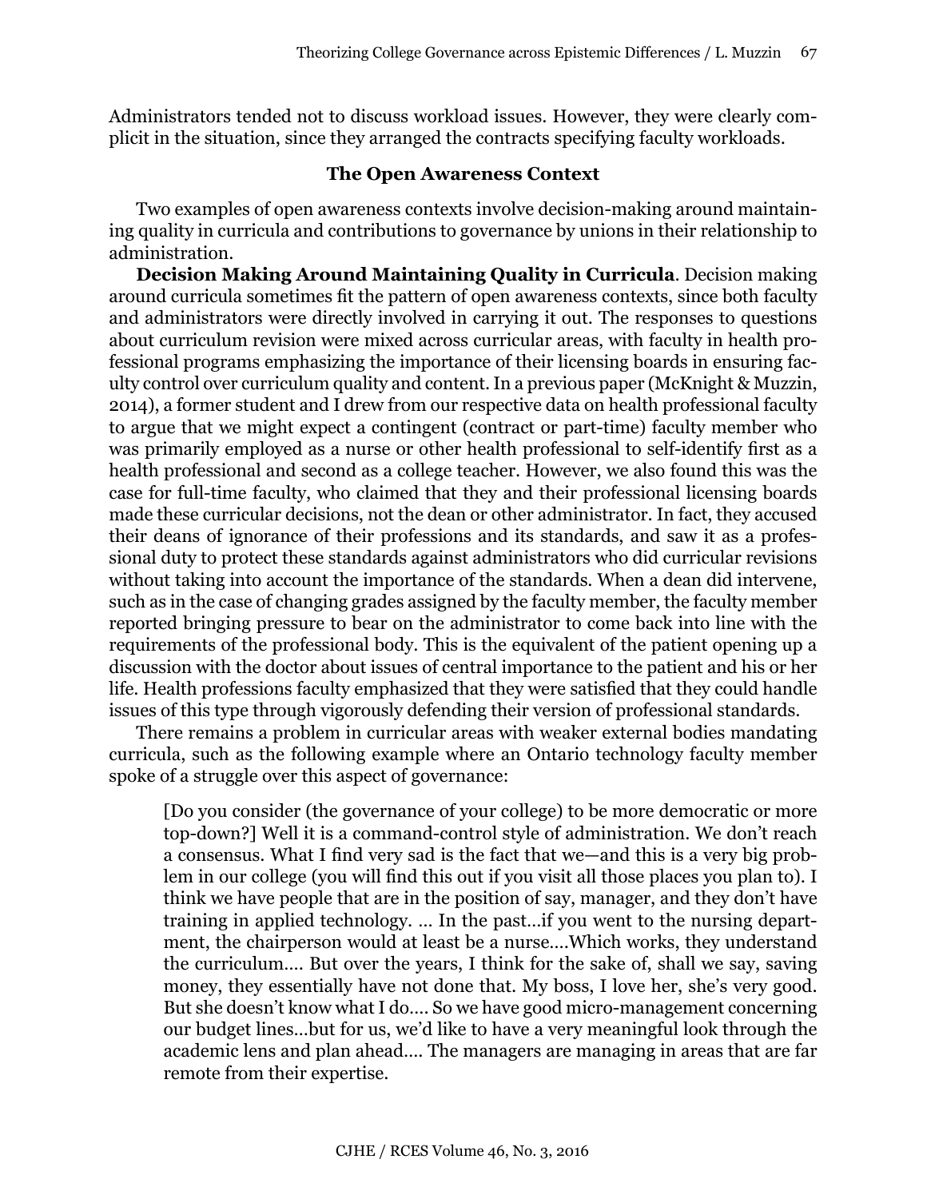Administrators tended not to discuss workload issues. However, they were clearly complicit in the situation, since they arranged the contracts specifying faculty workloads.

### The Open Awareness Context

Two examples of open awareness contexts involve decision-making around maintaining quality in curricula and contributions to governance by unions in their relationship to administration.

**Decision Making Around Maintaining Quality in Curricula**. Decision making around curricula sometimes fit the pattern of open awareness contexts, since both faculty and administrators were directly involved in carrying it out. The responses to questions about curriculum revision were mixed across curricular areas, with faculty in health professional programs emphasizing the importance of their licensing boards in ensuring faculty control over curriculum quality and content. In a previous paper (McKnight & Muzzin, 2014), a former student and I drew from our respective data on health professional faculty to argue that we might expect a contingent (contract or part-time) faculty member who was primarily employed as a nurse or other health professional to self-identify first as a health professional and second as a college teacher. However, we also found this was the case for full-time faculty, who claimed that they and their professional licensing boards made these curricular decisions, not the dean or other administrator. In fact, they accused their deans of ignorance of their professions and its standards, and saw it as a professional duty to protect these standards against administrators who did curricular revisions without taking into account the importance of the standards. When a dean did intervene, such as in the case of changing grades assigned by the faculty member, the faculty member reported bringing pressure to bear on the administrator to come back into line with the requirements of the professional body. This is the equivalent of the patient opening up a discussion with the doctor about issues of central importance to the patient and his or her life. Health professions faculty emphasized that they were satisfied that they could handle issues of this type through vigorously defending their version of professional standards.

There remains a problem in curricular areas with weaker external bodies mandating curricula, such as the following example where an Ontario technology faculty member spoke of a struggle over this aspect of governance:

> [Do you consider (the governance of your college) to be more democratic or more top-down?] Well it is a command-control style of administration. We don't reach a consensus. What I find very sad is the fact that we—and this is a very big problem in our college (you will find this out if you visit all those places you plan to). I think we have people that are in the position of say, manager, and they don't have training in applied technology. … In the past…if you went to the nursing department, the chairperson would at least be a nurse….Which works, they understand the curriculum…. But over the years, I think for the sake of, shall we say, saving money, they essentially have not done that. My boss, I love her, she's very good. But she doesn't know what I do…. So we have good micro-management concerning our budget lines…but for us, we'd like to have a very meaningful look through the academic lens and plan ahead…. The managers are managing in areas that are far remote from their expertise.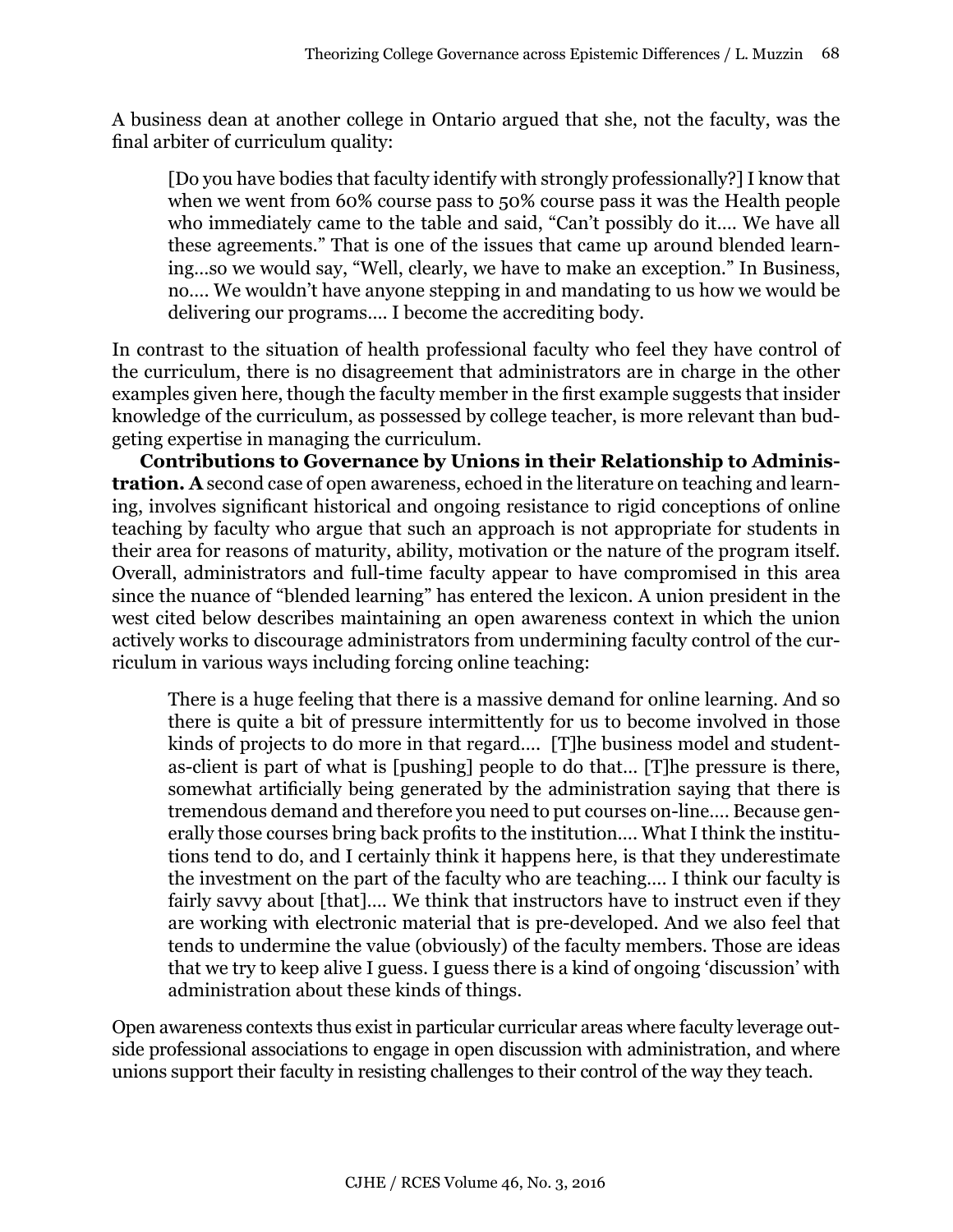A business dean at another college in Ontario argued that she, not the faculty, was the final arbiter of curriculum quality:

> [Do you have bodies that faculty identify with strongly professionally?] I know that when we went from 60% course pass to 50% course pass it was the Health people who immediately came to the table and said, "Can't possibly do it.... We have all these agreements." That is one of the issues that came up around blended learning...so we would say, "Well, clearly, we have to make an exception." In Business, no.... We wouldn't have anyone stepping in and mandating to us how we would be delivering our programs.... I become the accrediting body.

In contrast to the situation of health professional faculty who feel they have control of the curriculum, there is no disagreement that administrators are in charge in the other examples given here, though the faculty member in the first example suggests that insider knowledge of the curriculum, as possessed by college teacher, is more relevant than budgeting expertise in managing the curriculum.

**Contributions to Governance by Unions in their Relationship to Administration. A** second case of open awareness, echoed in the literature on teaching and learning, involves significant historical and ongoing resistance to rigid conceptions of online teaching by faculty who argue that such an approach is not appropriate for students in their area for reasons of maturity, ability, motivation or the nature of the program itself. Overall, administrators and full-time faculty appear to have compromised in this area since the nuance of "blended learning" has entered the lexicon. A union president in the west cited below describes maintaining an open awareness context in which the union actively works to discourage administrators from undermining faculty control of the curriculum in various ways including forcing online teaching:

> There is a huge feeling that there is a massive demand for online learning. And so there is quite a bit of pressure intermittently for us to become involved in those kinds of projects to do more in that regard.... [T]he business model and student-as-client is part of what is [pushing] people to do that... [T]he pressure is there, somewhat artificially being generated by the administration saying that there is tremendous demand and therefore you need to put courses on-line.... Because generally those courses bring back profits to the institution.... What I think the institutions tend to do, and I certainly think it happens here, is that they underestimate the investment on the part of the faculty who are teaching.... I think our faculty is fairly savvy about [that].... We think that instructors have to instruct even if they are working with electronic material that is pre-developed. And we also feel that tends to undermine the value (obviously) of the faculty members. Those are ideas that we try to keep alive I guess. I guess there is a kind of ongoing 'discussion' with administration about these kinds of things.

Open awareness contexts thus exist in particular curricular areas where faculty leverage outside professional associations to engage in open discussion with administration, and where unions support their faculty in resisting challenges to their control of the way they teach.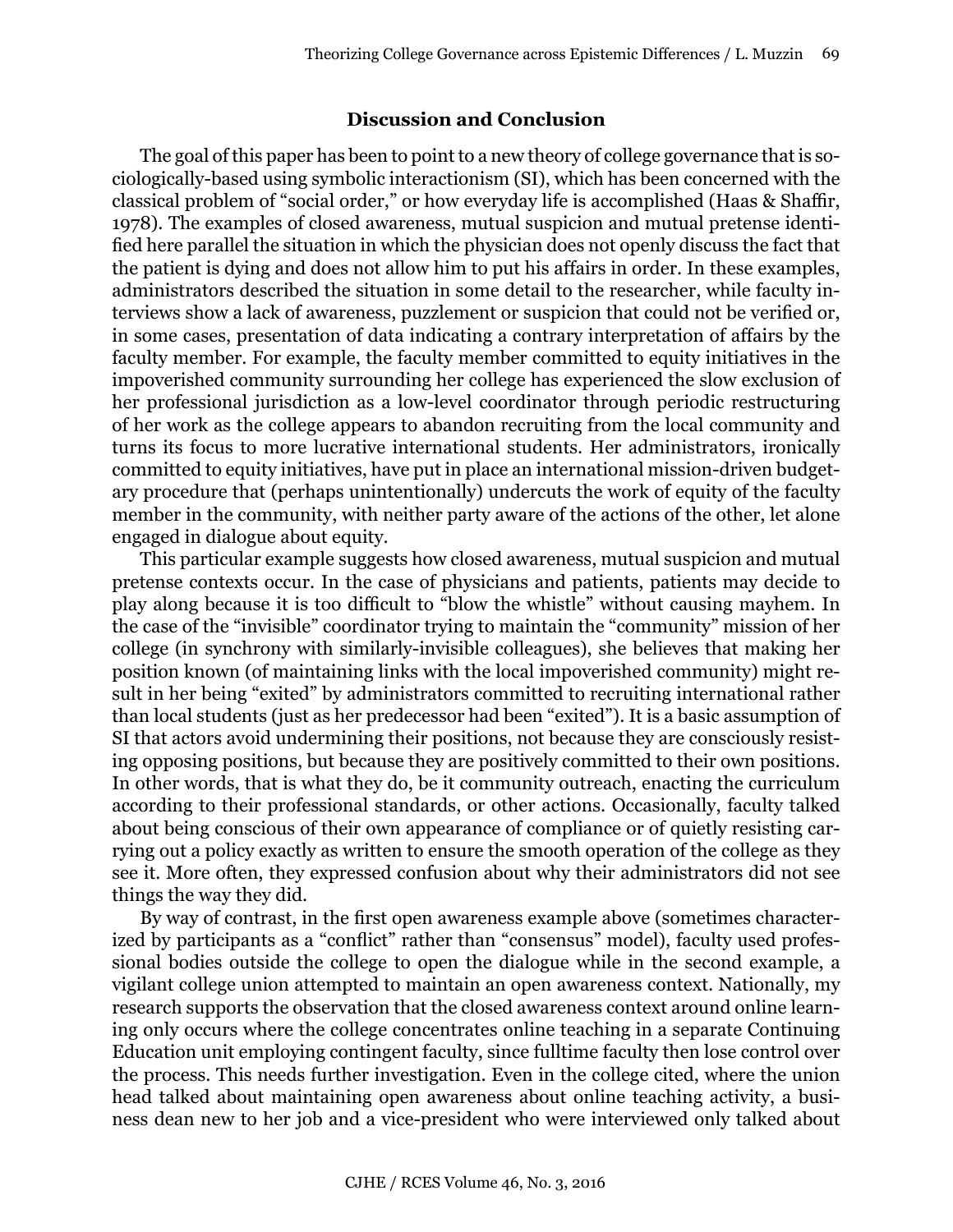## Discussion and Conclusion

The goal of this paper has been to point to a new theory of college governance that is sociologically-based using symbolic interactionism (SI), which has been concerned with the classical problem of "social order," or how everyday life is accomplished (Haas & Shaffir, 1978). The examples of closed awareness, mutual suspicion and mutual pretense identified here parallel the situation in which the physician does not openly discuss the fact that the patient is dying and does not allow him to put his affairs in order. In these examples, administrators described the situation in some detail to the researcher, while faculty interviews show a lack of awareness, puzzlement or suspicion that could not be verified or, in some cases, presentation of data indicating a contrary interpretation of affairs by the faculty member. For example, the faculty member committed to equity initiatives in the impoverished community surrounding her college has experienced the slow exclusion of her professional jurisdiction as a low-level coordinator through periodic restructuring of her work as the college appears to abandon recruiting from the local community and turns its focus to more lucrative international students. Her administrators, ironically committed to equity initiatives, have put in place an international mission-driven budgetary procedure that (perhaps unintentionally) undercuts the work of equity of the faculty member in the community, with neither party aware of the actions of the other, let alone engaged in dialogue about equity.

This particular example suggests how closed awareness, mutual suspicion and mutual pretense contexts occur. In the case of physicians and patients, patients may decide to play along because it is too difficult to "blow the whistle" without causing mayhem. In the case of the "invisible" coordinator trying to maintain the "community" mission of her college (in synchrony with similarly-invisible colleagues), she believes that making her position known (of maintaining links with the local impoverished community) might result in her being "exited" by administrators committed to recruiting international rather than local students (just as her predecessor had been "exited"). It is a basic assumption of SI that actors avoid undermining their positions, not because they are consciously resisting opposing positions, but because they are positively committed to their own positions. In other words, that is what they do, be it community outreach, enacting the curriculum according to their professional standards, or other actions. Occasionally, faculty talked about being conscious of their own appearance of compliance or of quietly resisting carrying out a policy exactly as written to ensure the smooth operation of the college as they see it. More often, they expressed confusion about why their administrators did not see things the way they did.

By way of contrast, in the first open awareness example above (sometimes characterized by participants as a "conflict" rather than "consensus" model), faculty used professional bodies outside the college to open the dialogue while in the second example, a vigilant college union attempted to maintain an open awareness context. Nationally, my research supports the observation that the closed awareness context around online learning only occurs where the college concentrates online teaching in a separate Continuing Education unit employing contingent faculty, since fulltime faculty then lose control over the process. This needs further investigation. Even in the college cited, where the union head talked about maintaining open awareness about online teaching activity, a business dean new to her job and a vice-president who were interviewed only talked about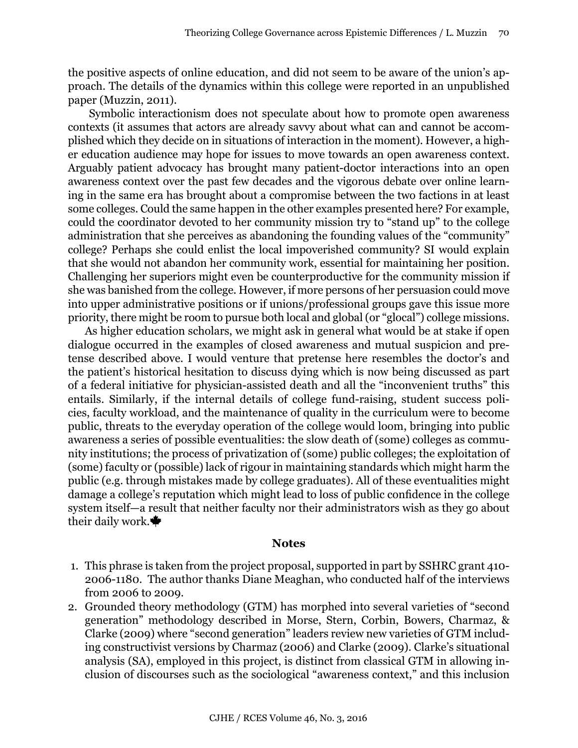the positive aspects of online education, and did not seem to be aware of the union's approach. The details of the dynamics within this college were reported in an unpublished paper (Muzzin, 2011).

Symbolic interactionism does not speculate about how to promote open awareness contexts (it assumes that actors are already savvy about what can and cannot be accomplished which they decide on in situations of interaction in the moment). However, a higher education audience may hope for issues to move towards an open awareness context. Arguably patient advocacy has brought many patient-doctor interactions into an open awareness context over the past few decades and the vigorous debate over online learning in the same era has brought about a compromise between the two factions in at least some colleges. Could the same happen in the other examples presented here? For example, could the coordinator devoted to her community mission try to "stand up" to the college administration that she perceives as abandoning the founding values of the "community" college? Perhaps she could enlist the local impoverished community? SI would explain that she would not abandon her community work, essential for maintaining her position. Challenging her superiors might even be counterproductive for the community mission if she was banished from the college. However, if more persons of her persuasion could move into upper administrative positions or if unions/professional groups gave this issue more priority, there might be room to pursue both local and global (or "glocal") college missions.

As higher education scholars, we might ask in general what would be at stake if open dialogue occurred in the examples of closed awareness and mutual suspicion and pretense described above. I would venture that pretense here resembles the doctor's and the patient's historical hesitation to discuss dying which is now being discussed as part of a federal initiative for physician-assisted death and all the "inconvenient truths" this entails. Similarly, if the internal details of college fund-raising, student success policies, faculty workload, and the maintenance of quality in the curriculum were to become public, threats to the everyday operation of the college would loom, bringing into public awareness a series of possible eventualities: the slow death of (some) colleges as community institutions; the process of privatization of (some) public colleges; the exploitation of (some) faculty or (possible) lack of rigour in maintaining standards which might harm the public (e.g. through mistakes made by college graduates). All of these eventualities might damage a college's reputation which might lead to loss of public confidence in the college system itself—a result that neither faculty nor their administrators wish as they go about their daily work.

## Notes

1. This phrase is taken from the project proposal, supported in part by SSHRC grant 410-2006-1180. The author thanks Diane Meaghan, who conducted half of the interviews from 2006 to 2009.
2. Grounded theory methodology (GTM) has morphed into several varieties of "second generation" methodology described in Morse, Stern, Corbin, Bowers, Charmaz, & Clarke (2009) where "second generation" leaders review new varieties of GTM including constructivist versions by Charmaz (2006) and Clarke (2009). Clarke's situational analysis (SA), employed in this project, is distinct from classical GTM in allowing inclusion of discourses such as the sociological "awareness context," and this inclusion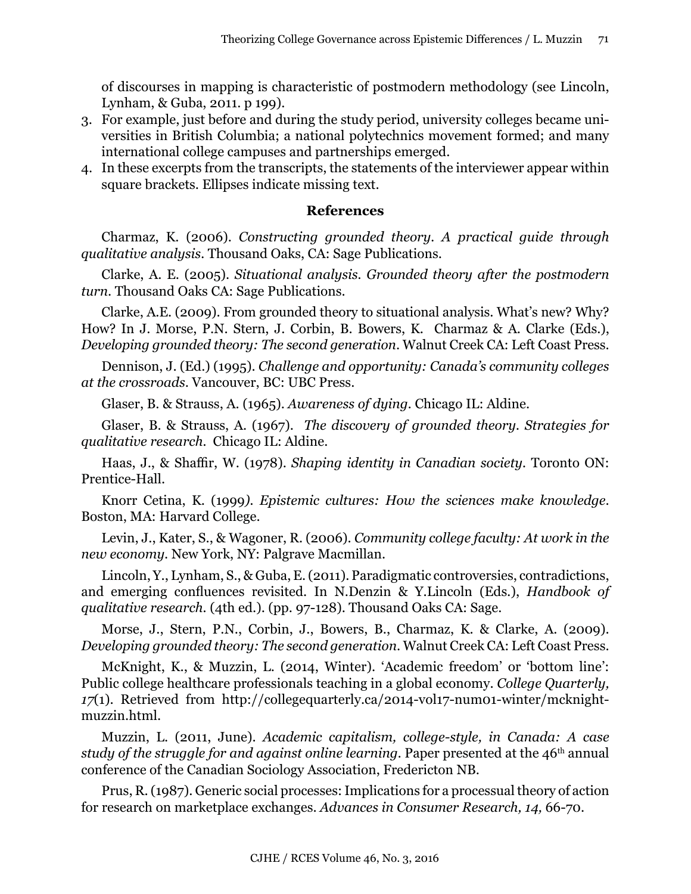of discourses in mapping is characteristic of postmodern methodology (see Lincoln, Lynham, & Guba, 2011. p 199).

3. For example, just before and during the study period, university colleges became universities in British Columbia; a national polytechnics movement formed; and many international college campuses and partnerships emerged.
4. In these excerpts from the transcripts, the statements of the interviewer appear within square brackets. Ellipses indicate missing text.

## References

Charmaz, K. (2006). *Constructing grounded theory. A practical guide through qualitative analysis*. Thousand Oaks, CA: Sage Publications.

Clarke, A. E. (2005). *Situational analysis. Grounded theory after the postmodern turn*. Thousand Oaks CA: Sage Publications.

Clarke, A.E. (2009). From grounded theory to situational analysis. What's new? Why? How? In J. Morse, P.N. Stern, J. Corbin, B. Bowers, K. Charmaz & A. Clarke (Eds.), *Developing grounded theory: The second generation*. Walnut Creek CA: Left Coast Press.

Dennison, J. (Ed.) (1995). *Challenge and opportunity: Canada's community colleges at the crossroads*. Vancouver, BC: UBC Press.

Glaser, B. & Strauss, A. (1965). *Awareness of dying*. Chicago IL: Aldine.

Glaser, B. & Strauss, A. (1967). *The discovery of grounded theory. Strategies for qualitative research*. Chicago IL: Aldine.

Haas, J., & Shaffir, W. (1978). *Shaping identity in Canadian society*. Toronto ON: Prentice-Hall.

Knorr Cetina, K. (1999). *Epistemic cultures: How the sciences make knowledge*. Boston, MA: Harvard College.

Levin, J., Kater, S., & Wagoner, R. (2006). *Community college faculty: At work in the new economy*. New York, NY: Palgrave Macmillan.

Lincoln, Y., Lynham, S., & Guba, E. (2011). Paradigmatic controversies, contradictions, and emerging confluences revisited. In N.Denzin & Y.Lincoln (Eds.), *Handbook of qualitative research*. (4th ed.). (pp. 97-128). Thousand Oaks CA: Sage.

Morse, J., Stern, P.N., Corbin, J., Bowers, B., Charmaz, K. & Clarke, A. (2009). *Developing grounded theory: The second generation*. Walnut Creek CA: Left Coast Press.

McKnight, K., & Muzzin, L. (2014, Winter). 'Academic freedom' or 'bottom line': Public college healthcare professionals teaching in a global economy. *College Quarterly, 17*(1). Retrieved from http://collegequarterly.ca/2014-vol17-num01-winter/mcknight-muzzin.html.

Muzzin, L. (2011, June). *Academic capitalism, college-style, in Canada: A case study of the struggle for and against online learning*. Paper presented at the 46th annual conference of the Canadian Sociology Association, Fredericton NB.

Prus, R. (1987). Generic social processes: Implications for a processual theory of action for research on marketplace exchanges. *Advances in Consumer Research, 14,* 66-70.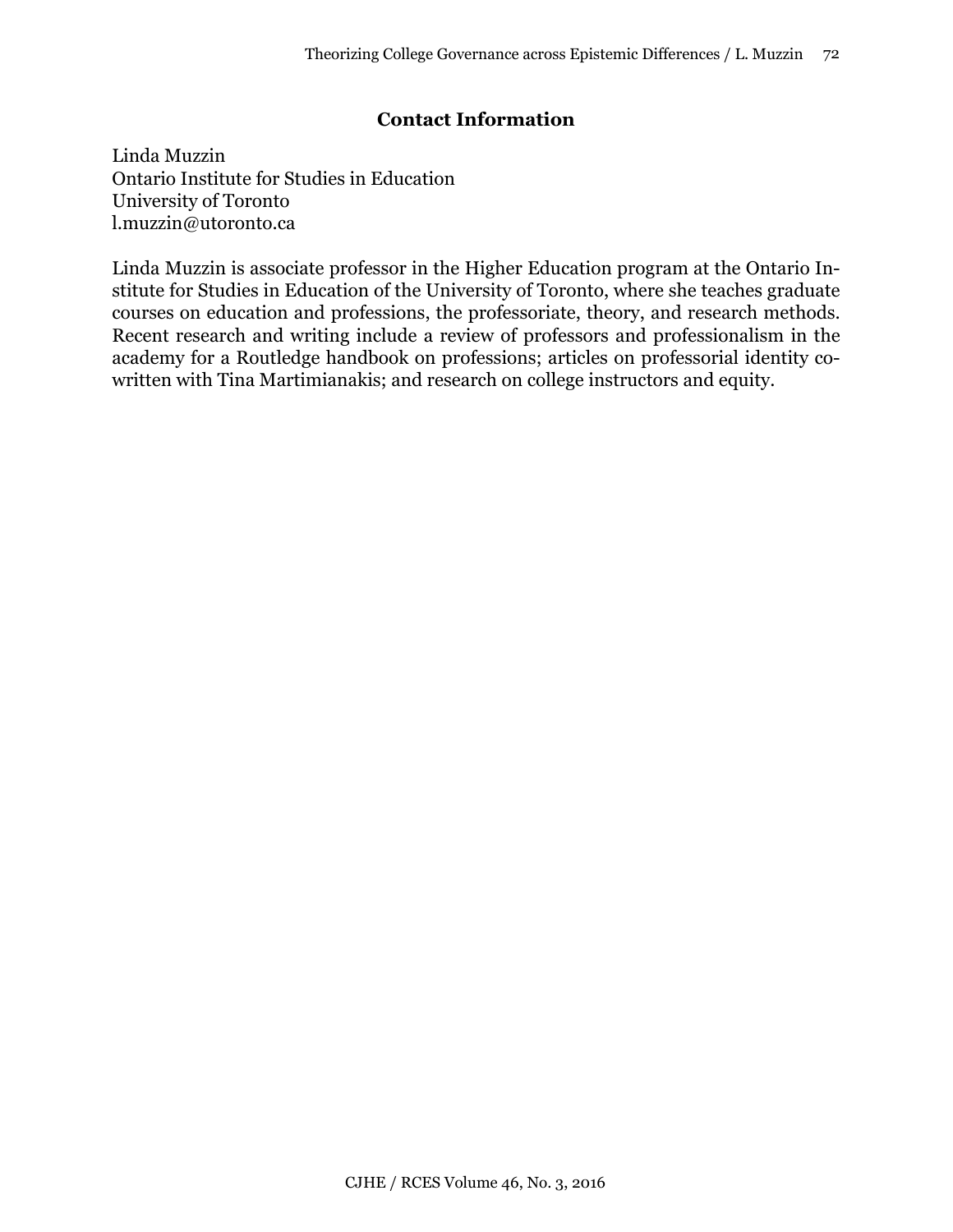## Contact Information

Linda Muzzin
Ontario Institute for Studies in Education
University of Toronto
l.muzzin@utoronto.ca

Linda Muzzin is associate professor in the Higher Education program at the Ontario Institute for Studies in Education of the University of Toronto, where she teaches graduate courses on education and professions, the professoriate, theory, and research methods. Recent research and writing include a review of professors and professionalism in the academy for a Routledge handbook on professions; articles on professorial identity co-written with Tina Martimianakis; and research on college instructors and equity.